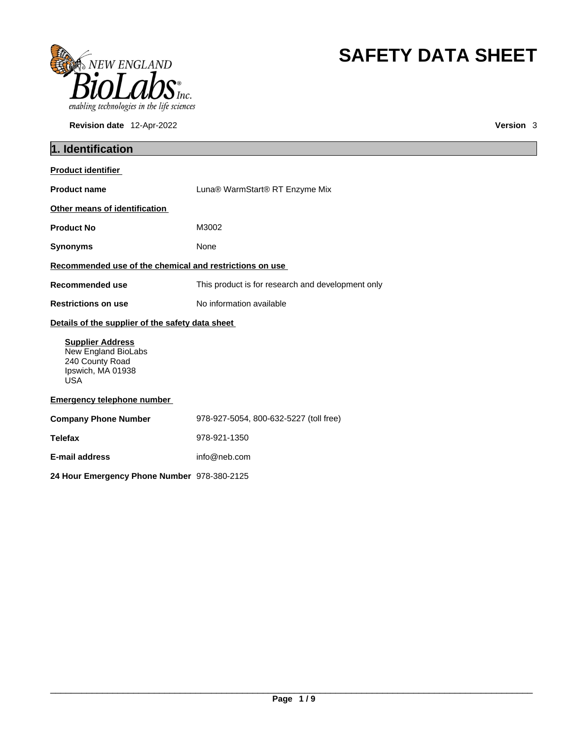# SAFETY DATA SHEET

**Revision date** 12-Apr-2022 **Version** 3

## 1. Identification

**Product identifier**

**Product name** Luna® WarmStart® RT Enzyme Mix

**Other means of identification**

**Product No** M3002

**Synonyms** None

**Recommended use of the chemical and restrictions on use**

**Recommended use** This product is for research and development only

**Restrictions on use** No information available

**Details of the supplier of the safety data sheet**

**Supplier Address**
New England BioLabs
240 County Road
Ipswich, MA 01938
USA

**Emergency telephone number**

**Company Phone Number** 978-927-5054, 800-632-5227 (toll free)

**Telefax** 978-921-1350

**E-mail address** info@neb.com

**24 Hour Emergency Phone Number** 978-380-2125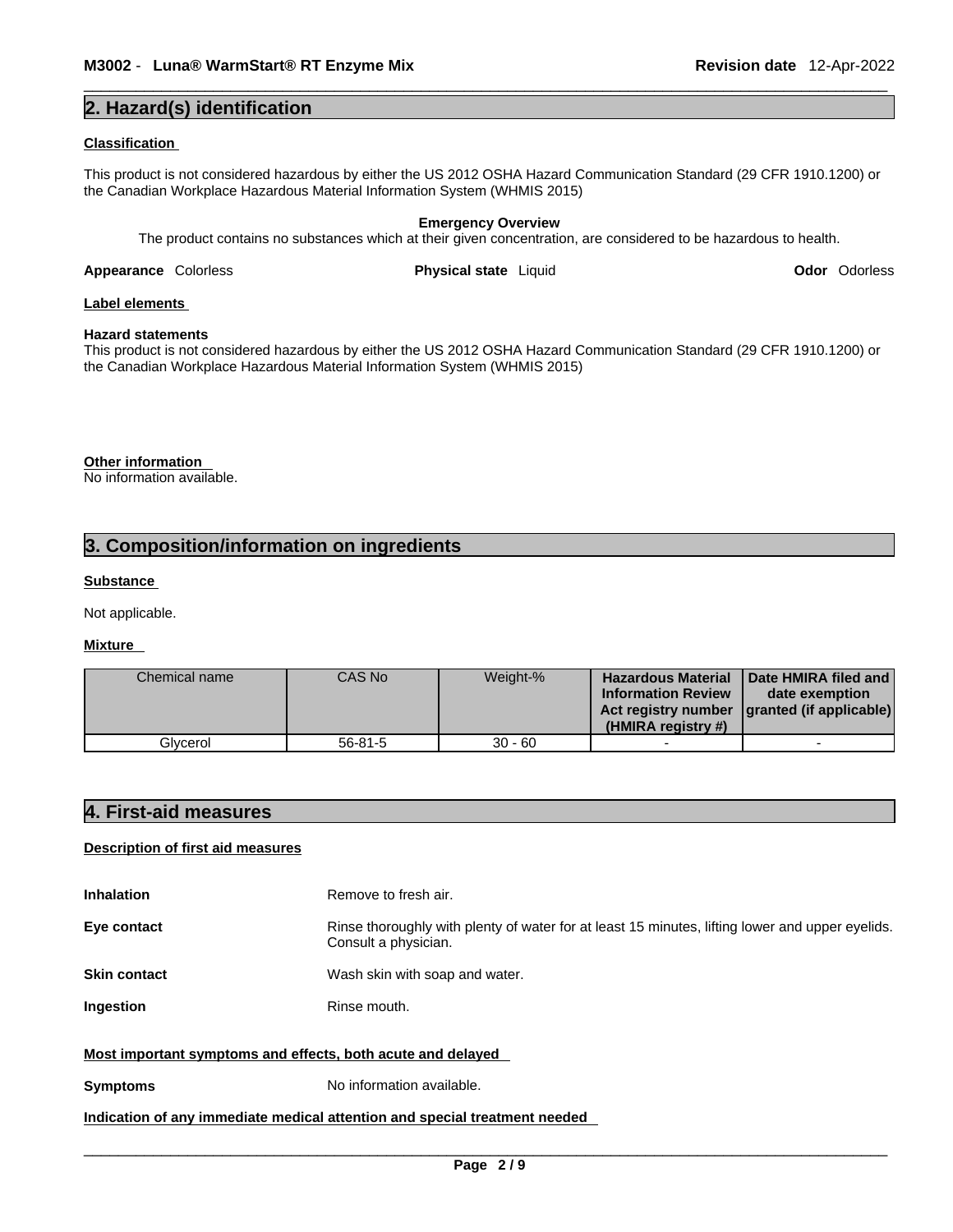## 2. Hazard(s) identification

**Classification**

This product is not considered hazardous by either the US 2012 OSHA Hazard Communication Standard (29 CFR 1910.1200) or the Canadian Workplace Hazardous Material Information System (WHMIS 2015)

**Emergency Overview**

The product contains no substances which at their given concentration, are considered to be hazardous to health.

**Appearance** Colorless **Physical state** Liquid **Odor** Odorless

**Label elements**

**Hazard statements**

This product is not considered hazardous by either the US 2012 OSHA Hazard Communication Standard (29 CFR 1910.1200) or the Canadian Workplace Hazardous Material Information System (WHMIS 2015)

**Other information**

No information available.

## 3. Composition/information on ingredients

**Substance**

Not applicable.

**Mixture**

| Chemical name | CAS No | Weight-% | Hazardous Material Information Review Act registry number (HMIRA registry #) | Date HMIRA filed and date exemption granted (if applicable) |
|---|---|---|---|---|
| Glycerol | 56-81-5 | 30 - 60 | - | - |

## 4. First-aid measures

**Description of first aid measures**

**Inhalation** Remove to fresh air.

**Eye contact** Rinse thoroughly with plenty of water for at least 15 minutes, lifting lower and upper eyelids. Consult a physician.

**Skin contact** Wash skin with soap and water.

**Ingestion** Rinse mouth.

**Most important symptoms and effects, both acute and delayed**

**Symptoms** No information available.

**Indication of any immediate medical attention and special treatment needed**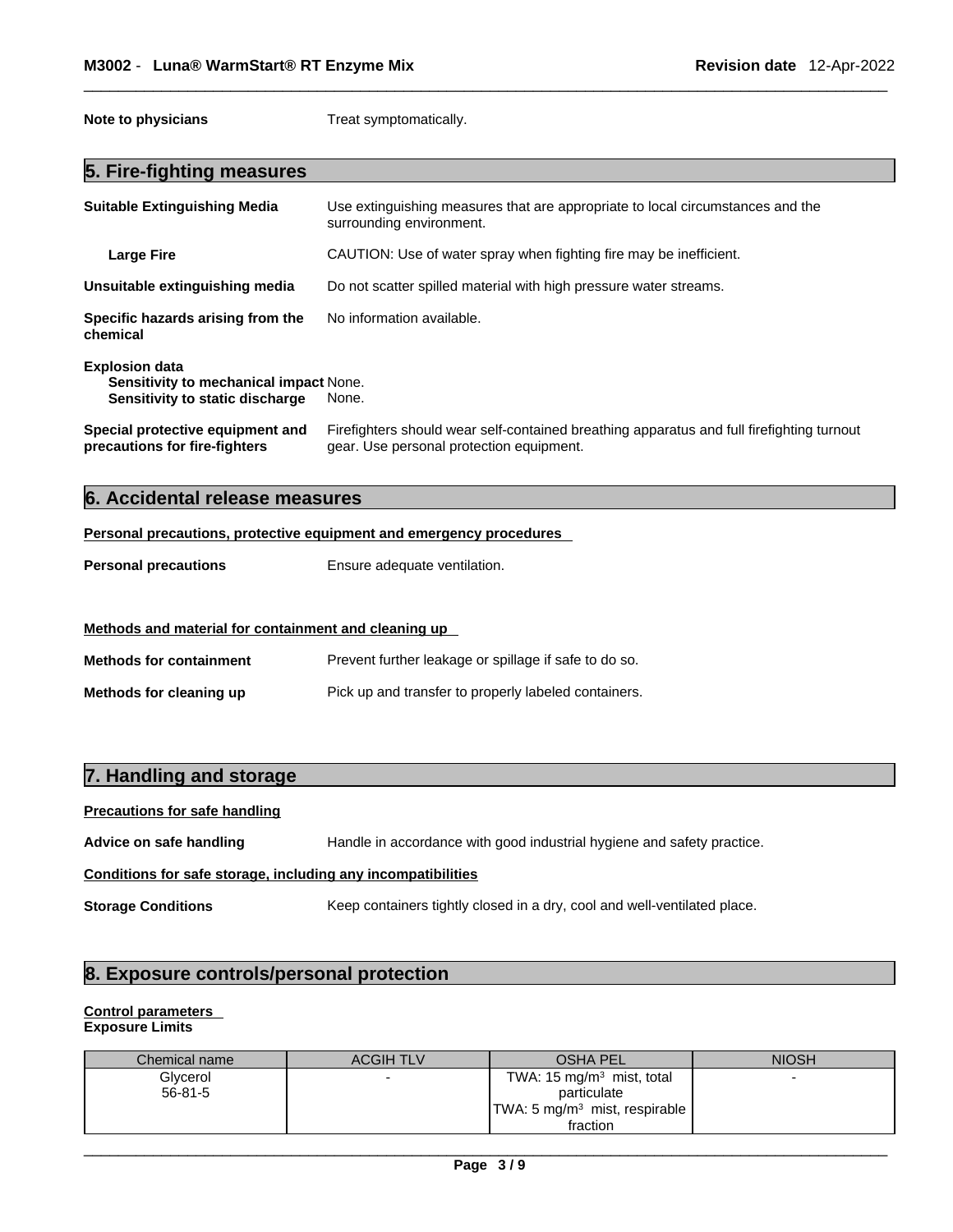**Note to physicians** Treat symptomatically.

## 5. Fire-fighting measures

**Suitable Extinguishing Media** Use extinguishing measures that are appropriate to local circumstances and the surrounding environment.

**Large Fire** CAUTION: Use of water spray when fighting fire may be inefficient.

**Unsuitable extinguishing media** Do not scatter spilled material with high pressure water streams.

**Specific hazards arising from the chemical** No information available.

**Explosion data**
**Sensitivity to mechanical impact** None.
**Sensitivity to static discharge** None.

**Special protective equipment and precautions for fire-fighters** Firefighters should wear self-contained breathing apparatus and full firefighting turnout gear. Use personal protection equipment.

## 6. Accidental release measures

**Personal precautions, protective equipment and emergency procedures**

**Personal precautions** Ensure adequate ventilation.

**Methods and material for containment and cleaning up**

**Methods for containment** Prevent further leakage or spillage if safe to do so.

**Methods for cleaning up** Pick up and transfer to properly labeled containers.

## 7. Handling and storage

**Precautions for safe handling**

**Advice on safe handling** Handle in accordance with good industrial hygiene and safety practice.

**Conditions for safe storage, including any incompatibilities**

**Storage Conditions** Keep containers tightly closed in a dry, cool and well-ventilated place.

## 8. Exposure controls/personal protection

**Control parameters**
**Exposure Limits**

| Chemical name | ACGIH TLV | OSHA PEL | NIOSH |
|---|---|---|---|
| Glycerol<br>56-81-5 | - | TWA: 15 mg/m³ mist, total particulate<br>TWA: 5 mg/m³ mist, respirable fraction | - |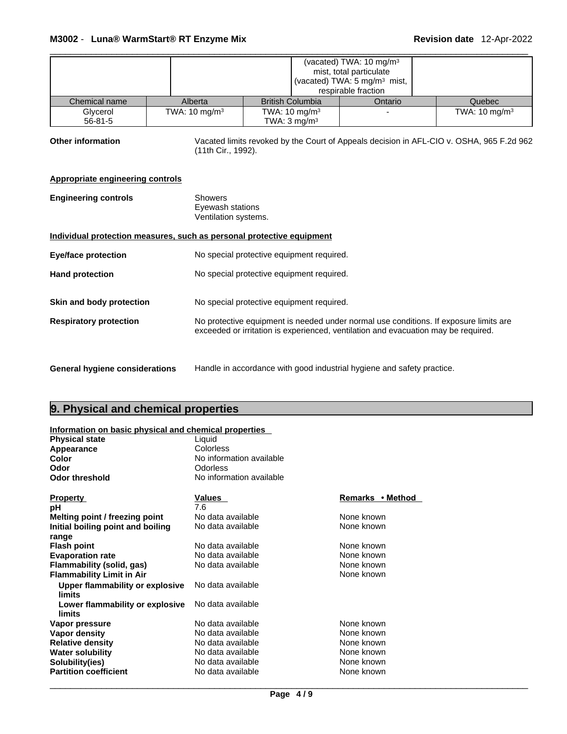| | | | (vacated) TWA: 10 mg/m³ mist, total particulate (vacated) TWA: 5 mg/m³ mist, respirable fraction | |
|---|---|---|---|---|

| Chemical name | Alberta | British Columbia | Ontario | Quebec |
|---|---|---|---|---|
| Glycerol 56-81-5 | TWA: 10 mg/m³ | TWA: 10 mg/m³ TWA: 3 mg/m³ | - | TWA: 10 mg/m³ |

**Other information** Vacated limits revoked by the Court of Appeals decision in AFL-CIO v. OSHA, 965 F.2d 962 (11th Cir., 1992).

**Appropriate engineering controls**

**Engineering controls** Showers
Eyewash stations
Ventilation systems.

**Individual protection measures, such as personal protective equipment**

**Eye/face protection** No special protective equipment required.

**Hand protection** No special protective equipment required.

**Skin and body protection** No special protective equipment required.

**Respiratory protection** No protective equipment is needed under normal use conditions. If exposure limits are exceeded or irritation is experienced, ventilation and evacuation may be required.

**General hygiene considerations** Handle in accordance with good industrial hygiene and safety practice.

## 9. Physical and chemical properties

**Information on basic physical and chemical properties**

| | |
|---|---|
| **Physical state** | Liquid |
| **Appearance** | Colorless |
| **Color** | No information available |
| **Odor** | Odorless |
| **Odor threshold** | No information available |

| Property | Values | Remarks • Method |
|---|---|---|
| **pH** | 7.6 | |
| **Melting point / freezing point** | No data available | None known |
| **Initial boiling point and boiling range** | No data available | None known |
| **Flash point** | No data available | None known |
| **Evaporation rate** | No data available | None known |
| **Flammability (solid, gas)** | No data available | None known |
| **Flammability Limit in Air** | | None known |
| **Upper flammability or explosive limits** | No data available | |
| **Lower flammability or explosive limits** | No data available | |
| **Vapor pressure** | No data available | None known |
| **Vapor density** | No data available | None known |
| **Relative density** | No data available | None known |
| **Water solubility** | No data available | None known |
| **Solubility(ies)** | No data available | None known |
| **Partition coefficient** | No data available | None known |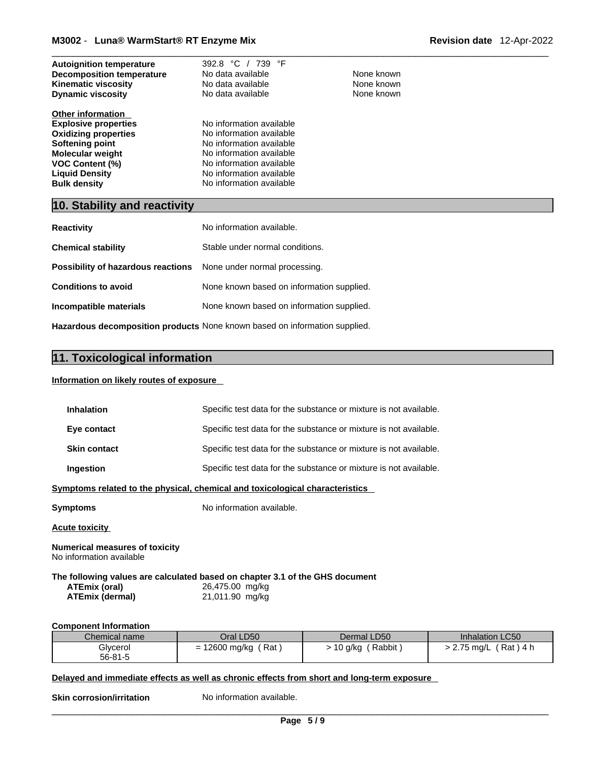| | | |
|---|---|---|
| **Autoignition temperature** | 392.8 °C / 739 °F | |
| **Decomposition temperature** | No data available | None known |
| **Kinematic viscosity** | No data available | None known |
| **Dynamic viscosity** | No data available | None known |

**Other information**

| | |
|---|---|
| **Explosive properties** | No information available |
| **Oxidizing properties** | No information available |
| **Softening point** | No information available |
| **Molecular weight** | No information available |
| **VOC Content (%)** | No information available |
| **Liquid Density** | No information available |
| **Bulk density** | No information available |

## 10. Stability and reactivity

**Reactivity** No information available.

**Chemical stability** Stable under normal conditions.

**Possibility of hazardous reactions** None under normal processing.

**Conditions to avoid** None known based on information supplied.

**Incompatible materials** None known based on information supplied.

**Hazardous decomposition products** None known based on information supplied.

## 11. Toxicological information

**Information on likely routes of exposure**

**Inhalation** Specific test data for the substance or mixture is not available.

**Eye contact** Specific test data for the substance or mixture is not available.

**Skin contact** Specific test data for the substance or mixture is not available.

**Ingestion** Specific test data for the substance or mixture is not available.

**Symptoms related to the physical, chemical and toxicological characteristics**

**Symptoms** No information available.

**Acute toxicity**

**Numerical measures of toxicity**
No information available

**The following values are calculated based on chapter 3.1 of the GHS document**

| | |
|---|---|
| **ATEmix (oral)** | 26,475.00 mg/kg |
| **ATEmix (dermal)** | 21,011.90 mg/kg |

**Component Information**

| Chemical name | Oral LD50 | Dermal LD50 | Inhalation LC50 |
|---|---|---|---|
| Glycerol<br>56-81-5 | = 12600 mg/kg ( Rat ) | > 10 g/kg ( Rabbit ) | > 2.75 mg/L ( Rat ) 4 h |

**Delayed and immediate effects as well as chronic effects from short and long-term exposure**

**Skin corrosion/irritation** No information available.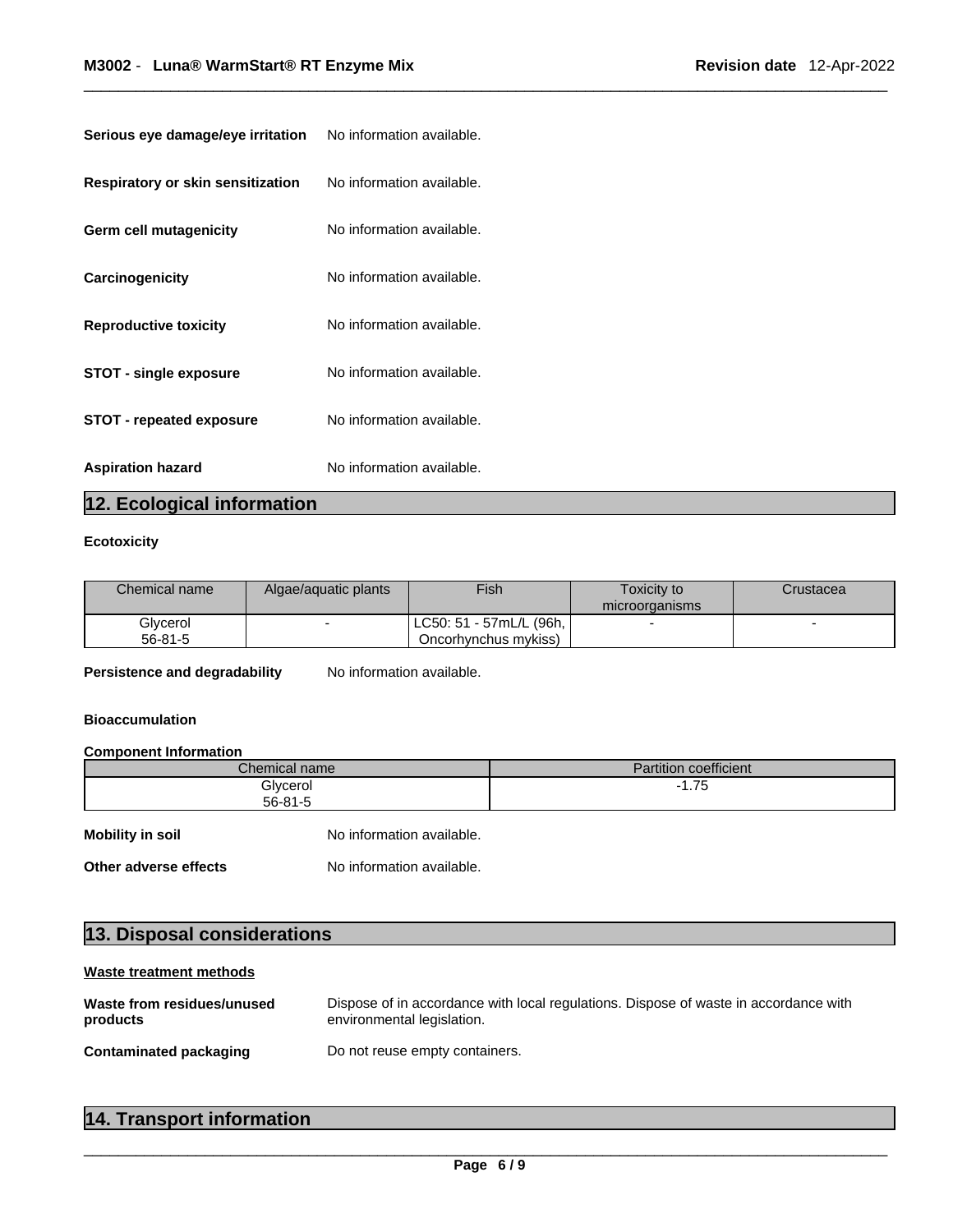**Serious eye damage/eye irritation** No information available.

**Respiratory or skin sensitization** No information available.

**Germ cell mutagenicity** No information available.

**Carcinogenicity** No information available.

**Reproductive toxicity** No information available.

**STOT - single exposure** No information available.

**STOT - repeated exposure** No information available.

**Aspiration hazard** No information available.

## 12. Ecological information

**Ecotoxicity**

| Chemical name | Algae/aquatic plants | Fish | Toxicity to microorganisms | Crustacea |
|---|---|---|---|---|
| Glycerol 56-81-5 | - | LC50: 51 - 57mL/L (96h, Oncorhynchus mykiss) | - | - |

**Persistence and degradability** No information available.

**Bioaccumulation**

**Component Information**

| Chemical name | Partition coefficient |
|---|---|
| Glycerol 56-81-5 | -1.75 |

**Mobility in soil** No information available.

**Other adverse effects** No information available.

## 13. Disposal considerations

**Waste treatment methods**

**Waste from residues/unused products** Dispose of in accordance with local regulations. Dispose of waste in accordance with environmental legislation.

**Contaminated packaging** Do not reuse empty containers.

## 14. Transport information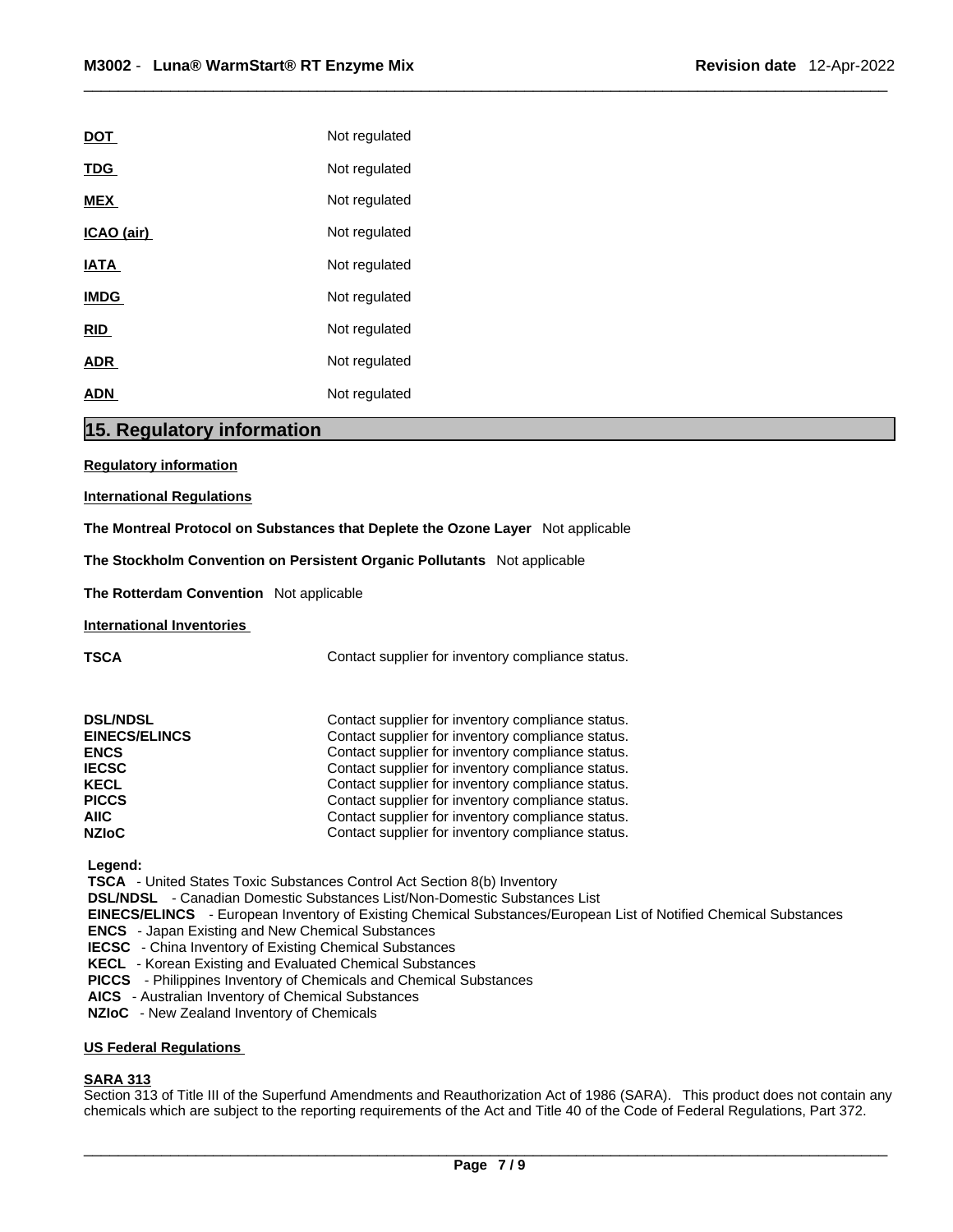| | |
|---|---|
| **DOT** | Not regulated |
| **TDG** | Not regulated |
| **MEX** | Not regulated |
| **ICAO (air)** | Not regulated |
| **IATA** | Not regulated |
| **IMDG** | Not regulated |
| **RID** | Not regulated |
| **ADR** | Not regulated |
| **ADN** | Not regulated |

## 15. Regulatory information

**Regulatory information**

**International Regulations**

**The Montreal Protocol on Substances that Deplete the Ozone Layer** Not applicable

**The Stockholm Convention on Persistent Organic Pollutants** Not applicable

**The Rotterdam Convention** Not applicable

**International Inventories**

| | |
|---|---|
| **TSCA** | Contact supplier for inventory compliance status. |
| **DSL/NDSL** | Contact supplier for inventory compliance status. |
| **EINECS/ELINCS** | Contact supplier for inventory compliance status. |
| **ENCS** | Contact supplier for inventory compliance status. |
| **IECSC** | Contact supplier for inventory compliance status. |
| **KECL** | Contact supplier for inventory compliance status. |
| **PICCS** | Contact supplier for inventory compliance status. |
| **AIIC** | Contact supplier for inventory compliance status. |
| **NZIoC** | Contact supplier for inventory compliance status. |

**Legend:**

**TSCA** - United States Toxic Substances Control Act Section 8(b) Inventory
**DSL/NDSL** - Canadian Domestic Substances List/Non-Domestic Substances List
**EINECS/ELINCS** - European Inventory of Existing Chemical Substances/European List of Notified Chemical Substances
**ENCS** - Japan Existing and New Chemical Substances
**IECSC** - China Inventory of Existing Chemical Substances
**KECL** - Korean Existing and Evaluated Chemical Substances
**PICCS** - Philippines Inventory of Chemicals and Chemical Substances
**AICS** - Australian Inventory of Chemical Substances
**NZIoC** - New Zealand Inventory of Chemicals

**US Federal Regulations**

**SARA 313**

Section 313 of Title III of the Superfund Amendments and Reauthorization Act of 1986 (SARA). This product does not contain any chemicals which are subject to the reporting requirements of the Act and Title 40 of the Code of Federal Regulations, Part 372.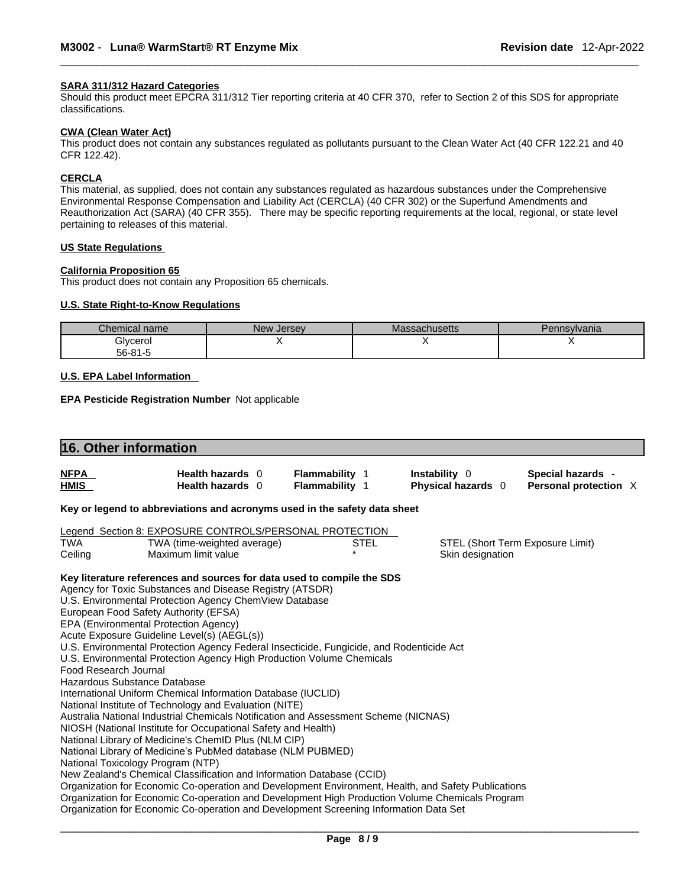**SARA 311/312 Hazard Categories**

Should this product meet EPCRA 311/312 Tier reporting criteria at 40 CFR 370, refer to Section 2 of this SDS for appropriate classifications.

**CWA (Clean Water Act)**

This product does not contain any substances regulated as pollutants pursuant to the Clean Water Act (40 CFR 122.21 and 40 CFR 122.42).

**CERCLA**

This material, as supplied, does not contain any substances regulated as hazardous substances under the Comprehensive Environmental Response Compensation and Liability Act (CERCLA) (40 CFR 302) or the Superfund Amendments and Reauthorization Act (SARA) (40 CFR 355). There may be specific reporting requirements at the local, regional, or state level pertaining to releases of this material.

**US State Regulations**

**California Proposition 65**

This product does not contain any Proposition 65 chemicals.

**U.S. State Right-to-Know Regulations**

| Chemical name | New Jersey | Massachusetts | Pennsylvania |
|---|---|---|---|
| Glycerol 56-81-5 | X | X | X |

**U.S. EPA Label Information**

**EPA Pesticide Registration Number** Not applicable

## 16. Other information

| | | | | |
|---|---|---|---|---|
| **NFPA** | **Health hazards** 0 | **Flammability** 1 | **Instability** 0 | **Special hazards** - |
| **HMIS** | **Health hazards** 0 | **Flammability** 1 | **Physical hazards** 0 | **Personal protection** X |

**Key or legend to abbreviations and acronyms used in the safety data sheet**

Legend Section 8: EXPOSURE CONTROLS/PERSONAL PROTECTION

| | | | |
|---|---|---|---|
| TWA | TWA (time-weighted average) | STEL | STEL (Short Term Exposure Limit) |
| Ceiling | Maximum limit value | * | Skin designation |

**Key literature references and sources for data used to compile the SDS**

Agency for Toxic Substances and Disease Registry (ATSDR)
U.S. Environmental Protection Agency ChemView Database
European Food Safety Authority (EFSA)
EPA (Environmental Protection Agency)
Acute Exposure Guideline Level(s) (AEGL(s))
U.S. Environmental Protection Agency Federal Insecticide, Fungicide, and Rodenticide Act
U.S. Environmental Protection Agency High Production Volume Chemicals
Food Research Journal
Hazardous Substance Database
International Uniform Chemical Information Database (IUCLID)
National Institute of Technology and Evaluation (NITE)
Australia National Industrial Chemicals Notification and Assessment Scheme (NICNAS)
NIOSH (National Institute for Occupational Safety and Health)
National Library of Medicine's ChemID Plus (NLM CIP)
National Library of Medicine's PubMed database (NLM PUBMED)
National Toxicology Program (NTP)
New Zealand's Chemical Classification and Information Database (CCID)
Organization for Economic Co-operation and Development Environment, Health, and Safety Publications
Organization for Economic Co-operation and Development High Production Volume Chemicals Program
Organization for Economic Co-operation and Development Screening Information Data Set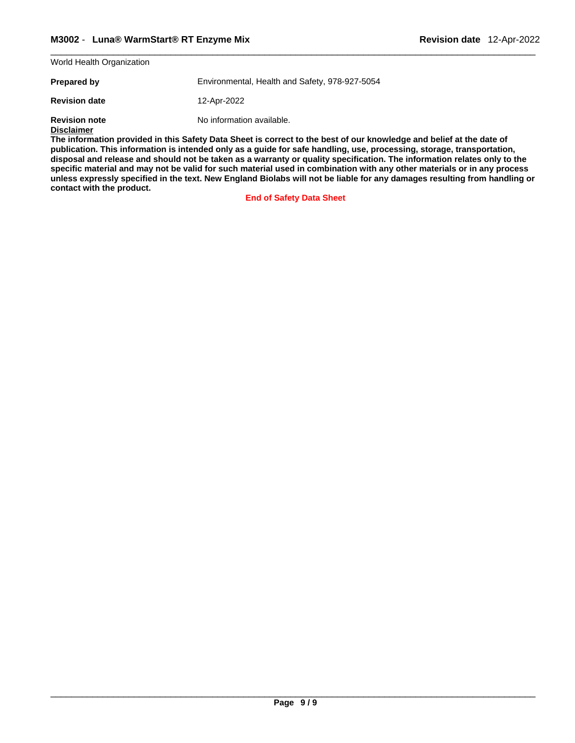World Health Organization

**Prepared by** Environmental, Health and Safety, 978-927-5054

**Revision date** 12-Apr-2022

**Revision note** No information available.

**Disclaimer**

**The information provided in this Safety Data Sheet is correct to the best of our knowledge and belief at the date of publication. This information is intended only as a guide for safe handling, use, processing, storage, transportation, disposal and release and should not be taken as a warranty or quality specification. The information relates only to the specific material and may not be valid for such material used in combination with any other materials or in any process unless expressly specified in the text. New England Biolabs will not be liable for any damages resulting from handling or contact with the product.**

**End of Safety Data Sheet**